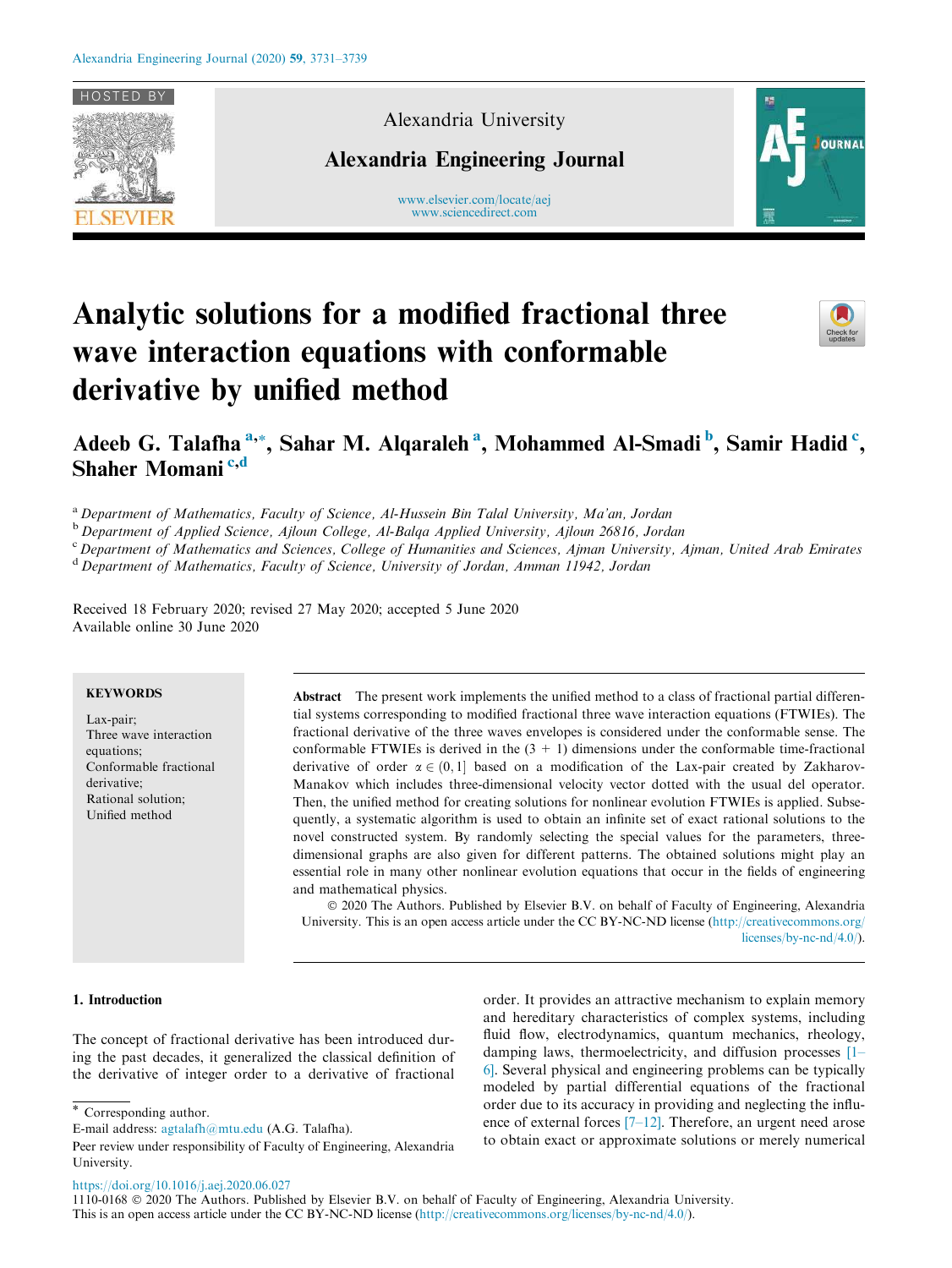# Analytic solutions for a modified fractional three wave interaction equations with conformable derivative by unified method

**Adeeb G. Talafha [a,*], Sahar M. Alqaraleh [a], Mohammed Al-Smadi [b], Samir Hadid [c], Shaher Momani [c,d]**

[a] *Department of Mathematics, Faculty of Science, Al-Hussein Bin Talal University, Ma'an, Jordan*
[b] *Department of Applied Science, Ajloun College, Al-Balqa Applied University, Ajloun 26816, Jordan*
[c] *Department of Mathematics and Sciences, College of Humanities and Sciences, Ajman University, Ajman, United Arab Emirates*
[d] *Department of Mathematics, Faculty of Science, University of Jordan, Amman 11942, Jordan*

Received 18 February 2020; revised 27 May 2020; accepted 5 June 2020
Available online 30 June 2020

**KEYWORDS**

Lax-pair;
Three wave interaction equations;
Conformable fractional derivative;
Rational solution;
Unified method

**Abstract** The present work implements the unified method to a class of fractional partial differential systems corresponding to modified fractional three wave interaction equations (FTWIEs). The fractional derivative of the three waves envelopes is considered under the conformable sense. The conformable FTWIEs is derived in the (3 + 1) dimensions under the conformable time-fractional derivative of order $\alpha \in (0, 1]$ based on a modification of the Lax-pair created by Zakharov-Manakov which includes three-dimensional velocity vector dotted with the usual del operator. Then, the unified method for creating solutions for nonlinear evolution FTWIEs is applied. Subsequently, a systematic algorithm is used to obtain an infinite set of exact rational solutions to the novel constructed system. By randomly selecting the special values for the parameters, three-dimensional graphs are also given for different patterns. The obtained solutions might play an essential role in many other nonlinear evolution equations that occur in the fields of engineering and mathematical physics.

© 2020 The Authors. Published by Elsevier B.V. on behalf of Faculty of Engineering, Alexandria University. This is an open access article under the CC BY-NC-ND license (http://creativecommons.org/licenses/by-nc-nd/4.0/).

## 1. Introduction

The concept of fractional derivative has been introduced during the past decades, it generalized the classical definition of the derivative of integer order to a derivative of fractional order. It provides an attractive mechanism to explain memory and hereditary characteristics of complex systems, including fluid flow, electrodynamics, quantum mechanics, rheology, damping laws, thermoelectricity, and diffusion processes [1–6]. Several physical and engineering problems can be typically modeled by partial differential equations of the fractional order due to its accuracy in providing and neglecting the influence of external forces [7–12]. Therefore, an urgent need arose to obtain exact or approximate solutions or merely numerical

* Corresponding author.
E-mail address: agtalafh@mtu.edu (A.G. Talafha).
Peer review under responsibility of Faculty of Engineering, Alexandria University.

https://doi.org/10.1016/j.aej.2020.06.027
1110-0168 © 2020 The Authors. Published by Elsevier B.V. on behalf of Faculty of Engineering, Alexandria University.
This is an open access article under the CC BY-NC-ND license (http://creativecommons.org/licenses/by-nc-nd/4.0/).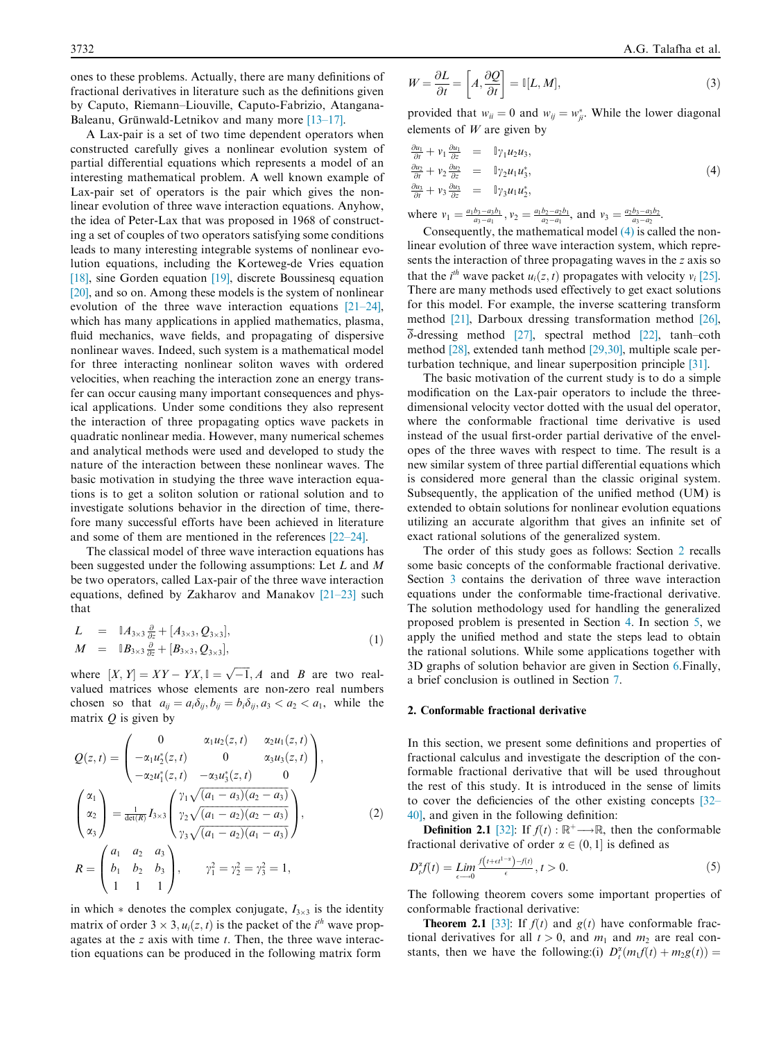ones to these problems. Actually, there are many definitions of fractional derivatives in literature such as the definitions given by Caputo, Riemann–Liouville, Caputo-Fabrizio, Atangana-Baleanu, Grünwald-Letnikov and many more [13–17].

A Lax-pair is a set of two time dependent operators when constructed carefully gives a nonlinear evolution system of partial differential equations which represents a model of an interesting mathematical problem. A well known example of Lax-pair set of operators is the pair which gives the nonlinear evolution of three wave interaction equations. Anyhow, the idea of Peter-Lax that was proposed in 1968 of constructing a set of couples of two operators satisfying some conditions leads to many interesting integrable systems of nonlinear evolution equations, including the Korteweg-de Vries equation [18], sine Gorden equation [19], discrete Boussinesq equation [20], and so on. Among these models is the system of nonlinear evolution of the three wave interaction equations [21–24], which has many applications in applied mathematics, plasma, fluid mechanics, wave fields, and propagating of dispersive nonlinear waves. Indeed, such system is a mathematical model for three interacting nonlinear soliton waves with ordered velocities, when reaching the interaction zone an energy transfer can occur causing many important consequences and physical applications. Under some conditions they also represent the interaction of three propagating optics wave packets in quadratic nonlinear media. However, many numerical schemes and analytical methods were used and developed to study the nature of the interaction between these nonlinear waves. The basic motivation in studying the three wave interaction equations is to get a soliton solution or rational solution and to investigate solutions behavior in the direction of time, therefore many successful efforts have been achieved in literature and some of them are mentioned in the references [22–24].

The classical model of three wave interaction equations has been suggested under the following assumptions: Let $L$ and $M$ be two operators, called Lax-pair of the three wave interaction equations, defined by Zakharov and Manakov [21–23] such that

$$
\begin{aligned}
L &= \mathbb{i} A_{3\times 3}\frac{\partial}{\partial z} + [A_{3\times 3}, Q_{3\times 3}],\\
M &= \mathbb{i} B_{3\times 3}\frac{\partial}{\partial z} + [B_{3\times 3}, Q_{3\times 3}],
\end{aligned} \tag{1}
$$

where $[X, Y] = XY - YX, \mathbb{i} = \sqrt{-1}, A$ and $B$ are two real-valued matrices whose elements are non-zero real numbers chosen so that $a_{ij} = a_i\delta_{ij}, b_{ij} = b_i\delta_{ij}, a_3 < a_2 < a_1$, while the matrix $Q$ is given by

$$
Q(z,t) = \begin{pmatrix} 0 & \alpha_1 u_2(z,t) & \alpha_2 u_1(z,t) \\ -\alpha_1 u_2^*(z,t) & 0 & \alpha_3 u_3(z,t) \\ -\alpha_2 u_1^*(z,t) & -\alpha_3 u_3^*(z,t) & 0 \end{pmatrix},
$$

$$
\begin{pmatrix} \alpha_1 \\ \alpha_2 \\ \alpha_3 \end{pmatrix} = \frac{1}{\det(R)} I_{3\times 3} \begin{pmatrix} \gamma_1\sqrt{(a_1-a_3)(a_2-a_3)} \\ \gamma_2\sqrt{(a_1-a_2)(a_2-a_3)} \\ \gamma_3\sqrt{(a_1-a_2)(a_1-a_3)} \end{pmatrix}, \tag{2}
$$

$$
R = \begin{pmatrix} a_1 & a_2 & a_3 \\ b_1 & b_2 & b_3 \\ 1 & 1 & 1 \end{pmatrix}, \qquad \gamma_1^2 = \gamma_2^2 = \gamma_3^2 = 1,
$$

in which $*$ denotes the complex conjugate, $I_{3\times 3}$ is the identity matrix of order $3\times 3$, $u_i(z,t)$ is the packet of the $i^{th}$ wave propagates at the $z$ axis with time $t$. Then, the three wave interaction equations can be produced in the following matrix form

$$
W = \frac{\partial L}{\partial t} = \left[A, \frac{\partial Q}{\partial t}\right] = \mathbb{i}[L, M], \tag{3}
$$

provided that $w_{ii} = 0$ and $w_{ij} = w_{ji}^*$. While the lower diagonal elements of $W$ are given by

$$
\begin{aligned}
\frac{\partial u_1}{\partial t} + v_1\frac{\partial u_1}{\partial z} &= \mathbb{i}\gamma_1 u_2 u_3,\\
\frac{\partial u_2}{\partial t} + v_2\frac{\partial u_2}{\partial z} &= \mathbb{i}\gamma_2 u_1 u_3^*,\\
\frac{\partial u_3}{\partial t} + v_3\frac{\partial u_3}{\partial z} &= \mathbb{i}\gamma_3 u_1 u_2^*,
\end{aligned} \tag{4}
$$

where $v_1 = \frac{a_1b_3 - a_3b_1}{a_3 - a_1}, v_2 = \frac{a_1b_2 - a_2b_1}{a_2 - a_1}$, and $v_3 = \frac{a_2b_3 - a_3b_2}{a_3 - a_2}$.

Consequently, the mathematical model (4) is called the nonlinear evolution of three wave interaction system, which represents the interaction of three propagating waves in the $z$ axis so that the $i^{th}$ wave packet $u_i(z,t)$ propagates with velocity $v_i$ [25]. There are many methods used effectively to get exact solutions for this model. For example, the inverse scattering transform method [21], Darboux dressing transformation method [26], $\overline{\delta}$-dressing method [27], spectral method [22], tanh–coth method [28], extended tanh method [29,30], multiple scale perturbation technique, and linear superposition principle [31].

The basic motivation of the current study is to do a simple modification on the Lax-pair operators to include the three-dimensional velocity vector dotted with the usual del operator, where the conformable fractional time derivative is used instead of the usual first-order partial derivative of the envelopes of the three waves with respect to time. The result is a new similar system of three partial differential equations which is considered more general than the classic original system. Subsequently, the application of the unified method (UM) is extended to obtain solutions for nonlinear evolution equations utilizing an accurate algorithm that gives an infinite set of exact rational solutions of the generalized system.

The order of this study goes as follows: Section 2 recalls some basic concepts of the conformable fractional derivative. Section 3 contains the derivation of three wave interaction equations under the conformable time-fractional derivative. The solution methodology used for handling the generalized proposed problem is presented in Section 4. In section 5, we apply the unified method and state the steps lead to obtain the rational solutions. While some applications together with 3D graphs of solution behavior are given in Section 6.Finally, a brief conclusion is outlined in Section 7.

## 2. Conformable fractional derivative

In this section, we present some definitions and properties of fractional calculus and investigate the description of the conformable fractional derivative that will be used throughout the rest of this study. It is introduced in the sense of limits to cover the deficiencies of the other existing concepts [32–40], and given in the following definition:

**Definition 2.1** [32]: If $f(t) : \mathbb{R}^+ \longrightarrow \mathbb{R}$, then the conformable fractional derivative of order $\alpha \in (0,1]$ is defined as

$$
D_t^\alpha f(t) = \lim_{\epsilon \longrightarrow 0} \frac{f\left(t + \epsilon t^{1-\alpha}\right) - f(t)}{\epsilon}, \; t > 0. \tag{5}
$$

The following theorem covers some important properties of conformable fractional derivative:

**Theorem 2.1** [33]: If $f(t)$ and $g(t)$ have conformable fractional derivatives for all $t > 0$, and $m_1$ and $m_2$ are real constants, then we have the following:(i) $D_t^\alpha(m_1 f(t) + m_2 g(t)) =$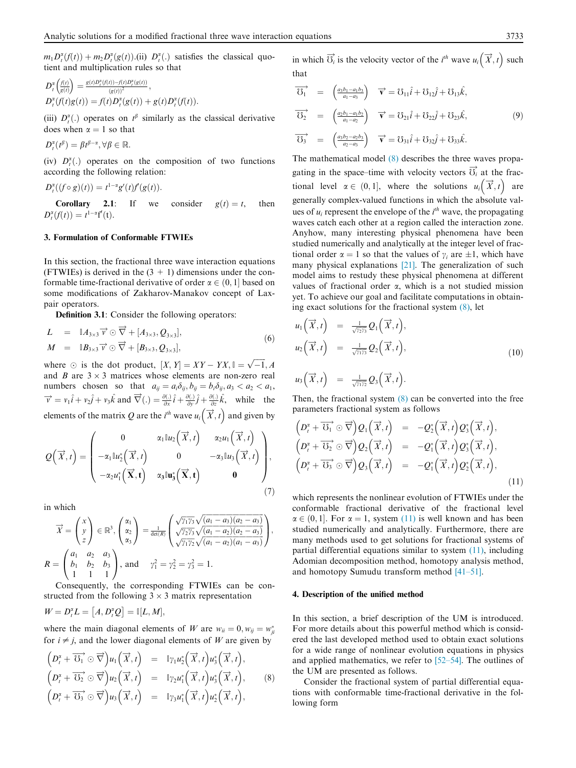$m_1 D_t^{\alpha}(f(t)) + m_2 D_t^{\alpha}(g(t))$.(ii) $D_t^{\alpha}(.)$ satisfies the classical quotient and multiplication rules so that

$D_t^{\alpha}\left(\frac{f(t)}{g(t)}\right) = \frac{g(t)D_t^{\alpha}(f(t)) - f(t)D_t^{\alpha}(g(t))}{(g(t))^2}$,
$D_t^{\alpha}(f(t)g(t)) = f(t)D_t^{\alpha}(g(t)) + g(t)D_t^{\alpha}(f(t))$.

(iii) $D_t^{\alpha}(.)$ operates on $t^{\beta}$ similarly as the classical derivative does when $\alpha = 1$ so that

$D_t^{\alpha}(t^{\beta}) = \beta t^{\beta-\alpha}, \forall \beta \in \mathbb{R}$.

(iv) $D_t^{\alpha}(.)$ operates on the composition of two functions according the following relation:

$D_t^{\alpha}((f \circ g)(t)) = t^{1-\alpha} g'(t) f'(g(t))$.

**Corollary 2.1**: If we consider $g(t) = t$, then $D_t^{\alpha}(f(t)) = t^{1-\alpha} f'(t)$.

## 3. Formulation of Conformable FTWIEs

In this section, the fractional three wave interaction equations (FTWIEs) is derived in the (3 + 1) dimensions under the conformable time-fractional derivative of order $\alpha \in (0, 1]$ based on some modifications of Zakharov-Manakov concept of Lax-pair operators.

**Definition 3.1**: Consider the following operators:

$$
\begin{aligned}
L &= \mathbb{I} A_{3\times 3} \vec{v} \odot \vec{\nabla} + [A_{3\times 3}, Q_{3\times 3}], \\
M &= \mathbb{I} B_{3\times 3} \vec{v} \odot \vec{\nabla} + [B_{3\times 3}, Q_{3\times 3}],
\end{aligned} \tag{6}
$$

where $\odot$ is the dot product, $[X, Y] = XY - YX, \mathbb{I} = \sqrt{-1}, A$ and $B$ are $3 \times 3$ matrices whose elements are non-zero real numbers chosen so that $a_{ij} = a_i \delta_{ij}, b_{ij} = b_i \delta_{ij}, a_3 < a_2 < a_1$, $\vec{v} = v_1 \hat{i} + v_2 \hat{j} + v_3 \hat{k}$ and $\vec{\nabla}(.) = \frac{\partial(.)}{\partial x}\hat{i} + \frac{\partial(.)}{\partial y}\hat{j} + \frac{\partial(.)}{\partial z}\hat{k}$, while the elements of the matrix $Q$ are the $i^{th}$ wave $u_i\left(\vec{X}, t\right)$ and given by

$$
Q\left(\vec{X}, t\right) = \begin{pmatrix} 0 & \alpha_1 \mathbb{I} u_2\left(\vec{X}, t\right) & \alpha_2 u_1\left(\vec{X}, t\right) \\ -\alpha_1 \mathbb{I} u_2^*\left(\vec{X}, t\right) & 0 & -\alpha_3 \mathbb{I} u_3\left(\vec{X}, t\right) \\ -\alpha_2 u_1^*\left(\vec{X}, t\right) & \alpha_3 \mathbb{I} u_3^*\left(\vec{X}, t\right) & 0 \end{pmatrix}, \tag{7}
$$

in which

$$
\vec{X} = \begin{pmatrix} x \\ y \\ z \end{pmatrix} \in \mathbb{R}^3, \begin{pmatrix} \alpha_1 \\ \alpha_2 \\ \alpha_3 \end{pmatrix} = \frac{1}{\det(R)} \begin{pmatrix} \sqrt{\gamma_1\gamma_3}\sqrt{(a_1 - a_3)(a_2 - a_3)} \\ \sqrt{\gamma_2\gamma_3}\sqrt{(a_1 - a_2)(a_2 - a_3)} \\ \sqrt{\gamma_1\gamma_2}\sqrt{(a_1 - a_2)(a_1 - a_3)} \end{pmatrix},
$$

$$
R = \begin{pmatrix} a_1 & a_2 & a_3 \\ b_1 & b_2 & b_3 \\ 1 & 1 & 1 \end{pmatrix}, \text{ and } \quad \gamma_1^2 = \gamma_2^2 = \gamma_3^2 = 1.
$$

Consequently, the corresponding FTWIEs can be constructed from the following $3 \times 3$ matrix representation

$W = D_t^{\alpha} L = \left[A, D_t^{\alpha} Q\right] = \mathbb{I}[L, M]$,

where the main diagonal elements of $W$ are $w_{ii} = 0, w_{ij} = w_{ji}^*$ for $i \neq j$, and the lower diagonal elements of $W$ are given by

$$
\begin{aligned}
\left(D_t^{\alpha} + \vec{\mho_1} \odot \vec{\nabla}\right) u_1\left(\vec{X}, t\right) &= \mathbb{I}\gamma_1 u_2^*\left(\vec{X}, t\right) u_3^*\left(\vec{X}, t\right), \\
\left(D_t^{\alpha} + \vec{\mho_2} \odot \vec{\nabla}\right) u_2\left(\vec{X}, t\right) &= \mathbb{I}\gamma_2 u_1^*\left(\vec{X}, t\right) u_3^*\left(\vec{X}, t\right), \\
\left(D_t^{\alpha} + \vec{\mho_3} \odot \vec{\nabla}\right) u_3\left(\vec{X}, t\right) &= \mathbb{I}\gamma_3 u_1^*\left(\vec{X}, t\right) u_2^*\left(\vec{X}, t\right),
\end{aligned} \tag{8}
$$

in which $\vec{\mho_i}$ is the velocity vector of the $i^{th}$ wave $u_i\left(\vec{X}, t\right)$ such that

$$
\begin{aligned}
\vec{\mho_1} &= \left(\frac{a_3 b_1 - a_1 b_3}{a_1 - a_3}\right) \quad \vec{v} = \mho_{11}\hat{i} + \mho_{12}\hat{j} + \mho_{13}\hat{k}, \\
\vec{\mho_2} &= \left(\frac{a_2 b_1 - a_1 b_2}{a_1 - a_2}\right) \quad \vec{v} = \mho_{21}\hat{i} + \mho_{22}\hat{j} + \mho_{23}\hat{k}, \\
\vec{\mho_3} &= \left(\frac{a_3 b_2 - a_2 b_3}{a_2 - a_3}\right) \quad \vec{v} = \mho_{31}\hat{i} + \mho_{32}\hat{j} + \mho_{33}\hat{k}.
\end{aligned} \tag{9}
$$

The mathematical model (8) describes the three waves propagating in the space–time with velocity vectors $\vec{\mho_i}$ at the fractional level $\alpha \in (0, 1]$, where the solutions $u_i\left(\vec{X}, t\right)$ are generally complex-valued functions in which the absolute values of $u_i$ represent the envelope of the $i^{th}$ wave, the propagating waves catch each other at a region called the interaction zone. Anyhow, many interesting physical phenomena have been studied numerically and analytically at the integer level of fractional order $\alpha = 1$ so that the values of $\gamma_i$ are $\pm 1$, which have many physical explanations [21]. The generalization of such model aims to restudy these physical phenomena at different values of fractional order $\alpha$, which is a not studied mission yet. To achieve our goal and facilitate computations in obtaining exact solutions for the fractional system (8), let

$$
\begin{aligned}
u_1\left(\vec{X}, t\right) &= \frac{1}{\sqrt{\gamma_2\gamma_3}} Q_1\left(\vec{X}, t\right), \\
u_2\left(\vec{X}, t\right) &= \frac{1}{\sqrt{\gamma_1\gamma_3}} Q_2\left(\vec{X}, t\right), \\
u_3\left(\vec{X}, t\right) &= \frac{1}{\sqrt{\gamma_1\gamma_2}} Q_3\left(\vec{X}, t\right).
\end{aligned} \tag{10}
$$

Then, the fractional system (8) can be converted into the free parameters fractional system as follows

$$
\begin{aligned}
\left(D_t^{\alpha} + \vec{\mho_1} \odot \vec{\nabla}\right) Q_1\left(\vec{X}, t\right) &= -Q_2^*\left(\vec{X}, t\right) Q_3^*\left(\vec{X}, t\right), \\
\left(D_t^{\alpha} + \vec{\mho_2} \odot \vec{\nabla}\right) Q_2\left(\vec{X}, t\right) &= -Q_1^*\left(\vec{X}, t\right) Q_3^*\left(\vec{X}, t\right), \\
\left(D_t^{\alpha} + \vec{\mho_3} \odot \vec{\nabla}\right) Q_3\left(\vec{X}, t\right) &= -Q_1^*\left(\vec{X}, t\right) Q_2^*\left(\vec{X}, t\right),
\end{aligned} \tag{11}
$$

which represents the nonlinear evolution of FTWIEs under the conformable fractional derivative of the fractional level $\alpha \in (0, 1]$. For $\alpha = 1$, system (11) is well known and has been studied numerically and analytically. Furthermore, there are many methods used to get solutions for fractional systems of partial differential equations similar to system (11), including Adomian decomposition method, homotopy analysis method, and homotopy Sumudu transform method [41–51].

## 4. Description of the unified method

In this section, a brief description of the UM is introduced. For more details about this powerful method which is considered the last developed method used to obtain exact solutions for a wide range of nonlinear evolution equations in physics and applied mathematics, we refer to [52–54]. The outlines of the UM are presented as follows.

Consider the fractional system of partial differential equations with conformable time-fractional derivative in the following form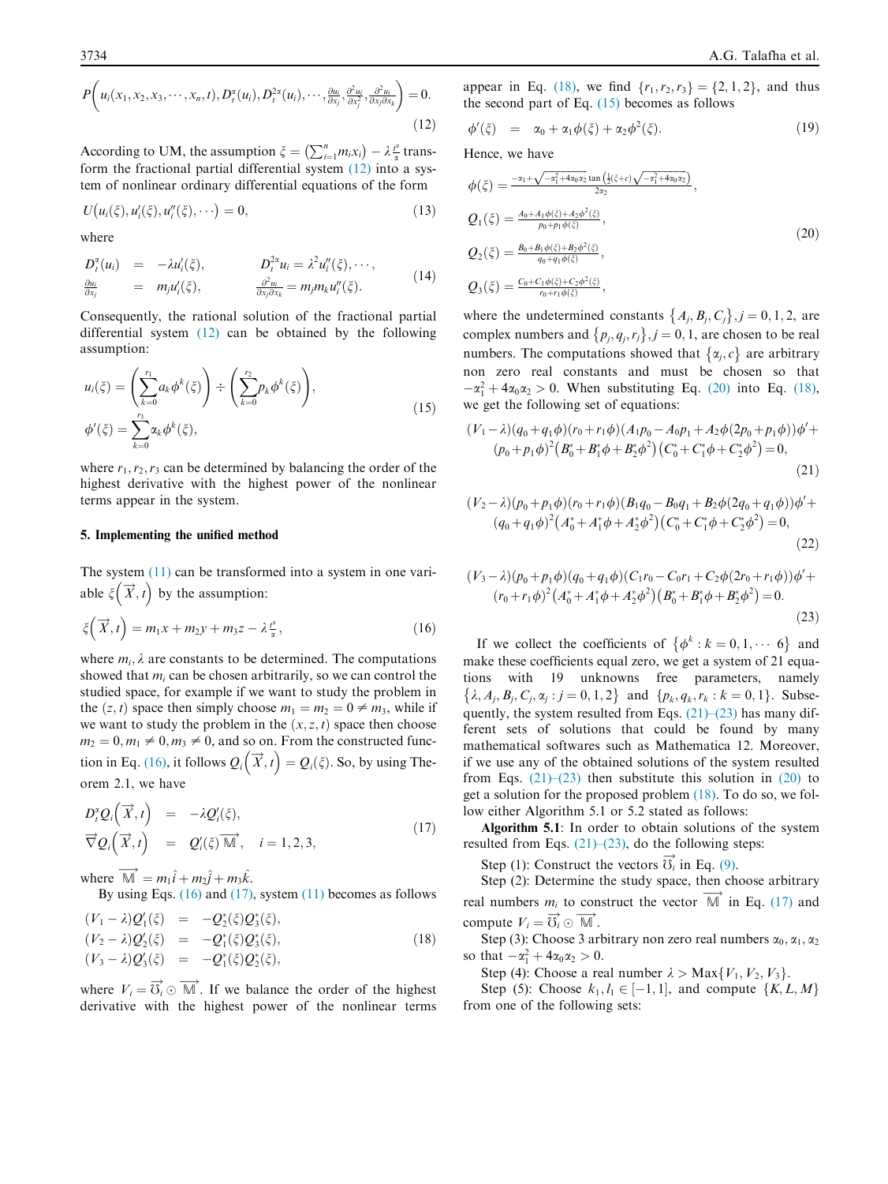$$P\left(u_i(x_1,x_2,x_3,\cdots,x_n,t), D_t^{\alpha}(u_i), D_t^{2\alpha}(u_i),\cdots,\frac{\partial u_i}{\partial x_j},\frac{\partial^2 u_i}{\partial x_j^2},\frac{\partial^2 u_i}{\partial x_j \partial x_k}\right)=0. \tag{12}$$

According to UM, the assumption $\xi = \left(\sum_{i=1}^{n} m_i x_i\right) - \lambda \frac{t^{\alpha}}{\alpha}$ transform the fractional partial differential system (12) into a system of nonlinear ordinary differential equations of the form

$$U\left(u_i(\xi), u_i'(\xi), u_i''(\xi),\cdots\right)=0, \tag{13}$$

where

$$\begin{array}{lllll} D_t^{\alpha}(u_i) & = & -\lambda u_i'(\xi), & & D_t^{2\alpha}u_i = \lambda^2 u_i''(\xi),\cdots, \\ \frac{\partial u_i}{\partial x_j} & = & m_j u_i'(\xi), & & \frac{\partial^2 u_i}{\partial x_j \partial x_k} = m_j m_k u_i''(\xi). \end{array} \tag{14}$$

Consequently, the rational solution of the fractional partial differential system (12) can be obtained by the following assumption:

$$\begin{aligned} u_i(\xi) &= \left(\sum_{k=0}^{r_1} a_k \phi^k(\xi)\right) \div \left(\sum_{k=0}^{r_2} p_k \phi^k(\xi)\right), \\ \phi'(\xi) &= \sum_{k=0}^{r_3} \alpha_k \phi^k(\xi), \end{aligned} \tag{15}$$

where $r_1, r_2, r_3$ can be determined by balancing the order of the highest derivative with the highest power of the nonlinear terms appear in the system.

## 5. Implementing the unified method

The system (11) can be transformed into a system in one variable $\xi\left(\overrightarrow{X},t\right)$ by the assumption:

$$\xi\left(\overrightarrow{X},t\right) = m_1 x + m_2 y + m_3 z - \lambda \frac{t^{\alpha}}{\alpha}, \tag{16}$$

where $m_i, \lambda$ are constants to be determined. The computations showed that $m_i$ can be chosen arbitrarily, so we can control the studied space, for example if we want to study the problem in the $(z,t)$ space then simply choose $m_1 = m_2 = 0 \neq m_3$, while if we want to study the problem in the $(x,z,t)$ space then choose $m_2 = 0, m_1 \neq 0, m_3 \neq 0$, and so on. From the constructed function in Eq. (16), it follows $Q_i\left(\overrightarrow{X},t\right) = Q_i(\xi)$. So, by using Theorem 2.1, we have

$$\begin{array}{lll} D_t^{\alpha} Q_i\left(\overrightarrow{X},t\right) & = & -\lambda Q_i'(\xi), \\ \overrightarrow{\nabla} Q_i\left(\overrightarrow{X},t\right) & = & Q_i'(\xi)\overrightarrow{\mathbb{M}}, \quad i=1,2,3, \end{array} \tag{17}$$

where $\overrightarrow{\mathbb{M}} = m_1\hat{i} + m_2\hat{j} + m_3\hat{k}$.

By using Eqs. (16) and (17), system (11) becomes as follows

$$\begin{array}{lll} (V_1-\lambda)Q_1'(\xi) & = & -Q_2'(\xi)Q_3'(\xi), \\ (V_2-\lambda)Q_2'(\xi) & = & -Q_1'(\xi)Q_3'(\xi), \\ (V_3-\lambda)Q_3'(\xi) & = & -Q_1'(\xi)Q_2'(\xi), \end{array} \tag{18}$$

where $V_i = \overrightarrow{\mho}_i \odot \overrightarrow{\mathbb{M}}$. If we balance the order of the highest derivative with the highest power of the nonlinear terms appear in Eq. (18), we find $\{r_1, r_2, r_3\} = \{2,1,2\}$, and thus the second part of Eq. (15) becomes as follows

$$\phi'(\xi) \quad = \quad \alpha_0 + \alpha_1 \phi(\xi) + \alpha_2 \phi^2(\xi). \tag{19}$$

Hence, we have

$$\begin{aligned} \phi(\xi) &= \frac{-\alpha_1 + \sqrt{-\alpha_1^2+4\alpha_0\alpha_2}\,\tan\left(\frac{1}{2}(\xi+c)\sqrt{-\alpha_1^2+4\alpha_0\alpha_2}\right)}{2\alpha_2}, \\ Q_1(\xi) &= \frac{A_0+A_1\phi(\xi)+A_2\phi^2(\xi)}{p_0+p_1\phi(\xi)}, \\ Q_2(\xi) &= \frac{B_0+B_1\phi(\xi)+B_2\phi^2(\xi)}{q_0+q_1\phi(\xi)}, \\ Q_3(\xi) &= \frac{C_0+C_1\phi(\xi)+C_2\phi^2(\xi)}{r_0+r_1\phi(\xi)}, \end{aligned} \tag{20}$$

where the undetermined constants $\{A_j, B_j, C_j\}, j=0,1,2$, are complex numbers and $\{p_j, q_j, r_j\}, j=0,1$, are chosen to be real numbers. The computations showed that $\{\alpha_j, c\}$ are arbitrary non zero real constants and must be chosen so that $-\alpha_1^2 + 4\alpha_0\alpha_2 > 0$. When substituting Eq. (20) into Eq. (18), we get the following set of equations:

$$\begin{aligned} &(V_1-\lambda)(q_0+q_1\phi)(r_0+r_1\phi)(A_1p_0-A_0p_1+A_2\phi(2p_0+p_1\phi))\phi' + \\ &(p_0+p_1\phi)^2\left(B_0^*+B_1^*\phi+B_2^*\phi^2\right)\left(C_0^*+C_1^*\phi+C_2^*\phi^2\right)=0, \end{aligned} \tag{21}$$

$$\begin{aligned} &(V_2-\lambda)(p_0+p_1\phi)(r_0+r_1\phi)(B_1q_0-B_0q_1+B_2\phi(2q_0+q_1\phi))\phi' + \\ &(q_0+q_1\phi)^2\left(A_0^*+A_1^*\phi+A_2^*\phi^2\right)\left(C_0^*+C_1^*\phi+C_2^*\phi^2\right)=0, \end{aligned} \tag{22}$$

$$\begin{aligned} &(V_3-\lambda)(p_0+p_1\phi)(q_0+q_1\phi)(C_1r_0-C_0r_1+C_2\phi(2r_0+r_1\phi))\phi' + \\ &(r_0+r_1\phi)^2\left(A_0^*+A_1^*\phi+A_2^*\phi^2\right)\left(B_0^*+B_1^*\phi+B_2^*\phi^2\right)=0. \end{aligned} \tag{23}$$

If we collect the coefficients of $\{\phi^k : k=0,1,\cdots 6\}$ and make these coefficients equal zero, we get a system of 21 equations with 19 unknowns free parameters, namely $\{\lambda, A_j, B_j, C_j, \alpha_j : j=0,1,2\}$ and $\{p_k, q_k, r_k : k=0,1\}$. Subsequently, the system resulted from Eqs. (21)–(23) has many different sets of solutions that could be found by many mathematical softwares such as Mathematica 12. Moreover, if we use any of the obtained solutions of the system resulted from Eqs. (21)–(23) then substitute this solution in (20) to get a solution for the proposed problem (18). To do so, we follow either Algorithm 5.1 or 5.2 stated as follows:

**Algorithm 5.1**: In order to obtain solutions of the system resulted from Eqs. (21)–(23), do the following steps:

Step (1): Construct the vectors $\overrightarrow{\mho}_i$ in Eq. (9).

Step (2): Determine the study space, then choose arbitrary real numbers $m_i$ to construct the vector $\overrightarrow{\mathbb{M}}$ in Eq. (17) and compute $V_i = \overrightarrow{\mho}_i \odot \overrightarrow{\mathbb{M}}$.

Step (3): Choose 3 arbitrary non zero real numbers $\alpha_0, \alpha_1, \alpha_2$ so that $-\alpha_1^2 + 4\alpha_0\alpha_2 > 0$.

Step (4): Choose a real number $\lambda > \mathrm{Max}\{V_1, V_2, V_3\}$.

Step (5): Choose $k_1, l_1 \in [-1,1]$, and compute $\{K, L, M\}$ from one of the following sets: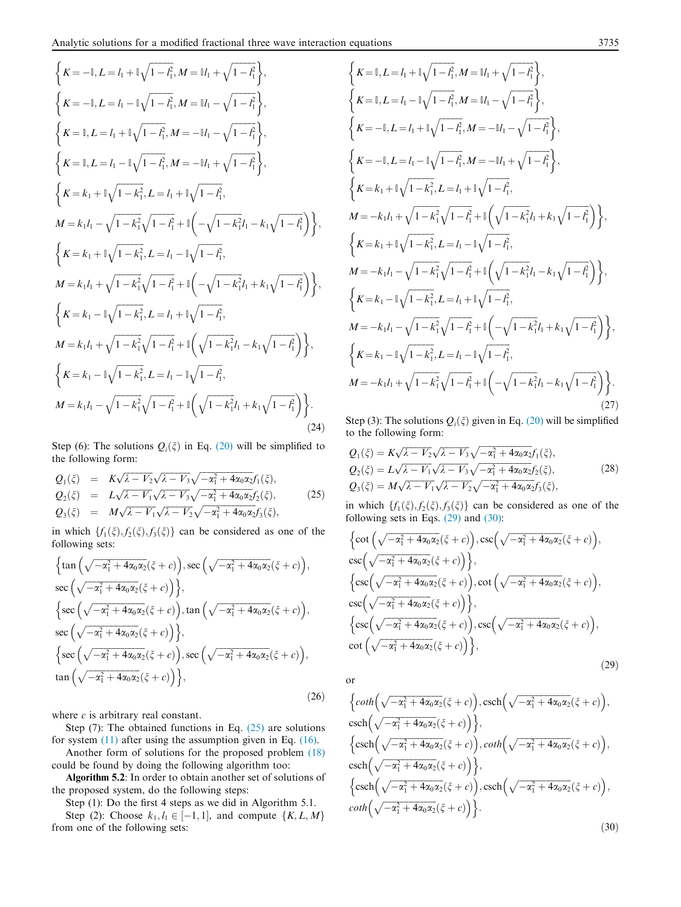$$\left\{K=-\mathbb{I}, L=l_1+\mathbb{I}\sqrt{1-l_1^2}, M=\mathbb{I}l_1+\sqrt{1-l_1^2}\right\},$$

$$\left\{K=-\mathbb{I}, L=l_1-\mathbb{I}\sqrt{1-l_1^2}, M=\mathbb{I}l_1-\sqrt{1-l_1^2}\right\},$$

$$\left\{K=\mathbb{I}, L=l_1+\mathbb{I}\sqrt{1-l_1^2}, M=-\mathbb{I}l_1-\sqrt{1-l_1^2}\right\},$$

$$\left\{K=\mathbb{I}, L=l_1-\mathbb{I}\sqrt{1-l_1^2}, M=-\mathbb{I}l_1+\sqrt{1-l_1^2}\right\},$$

$$\left\{K=k_1+\mathbb{I}\sqrt{1-k_1^2}, L=l_1+\mathbb{I}\sqrt{1-l_1^2},\right.$$
$$\left.M=k_1l_1-\sqrt{1-k_1^2}\sqrt{1-l_1^2}+\mathbb{I}\left(-\sqrt{1-k_1^2}l_1-k_1\sqrt{1-l_1^2}\right)\right\},$$

$$\left\{K=k_1+\mathbb{I}\sqrt{1-k_1^2}, L=l_1-\mathbb{I}\sqrt{1-l_1^2},\right.$$
$$\left.M=k_1l_1+\sqrt{1-k_1^2}\sqrt{1-l_1^2}+\mathbb{I}\left(-\sqrt{1-k_1^2}l_1+k_1\sqrt{1-l_1^2}\right)\right\},$$

$$\left\{K=k_1-\mathbb{I}\sqrt{1-k_1^2}, L=l_1+\mathbb{I}\sqrt{1-l_1^2},\right.$$
$$\left.M=k_1l_1+\sqrt{1-k_1^2}\sqrt{1-l_1^2}+\mathbb{I}\left(\sqrt{1-k_1^2}l_1-k_1\sqrt{1-l_1^2}\right)\right\},$$

$$\left\{K=k_1-\mathbb{I}\sqrt{1-k_1^2}, L=l_1-\mathbb{I}\sqrt{1-l_1^2},\right.$$
$$\left.M=k_1l_1-\sqrt{1-k_1^2}\sqrt{1-l_1^2}+\mathbb{I}\left(\sqrt{1-k_1^2}l_1+k_1\sqrt{1-l_1^2}\right)\right\}. \tag{24}$$

Step (6): The solutions $Q_i(\xi)$ in Eq. (20) will be simplified to the following form:

$$\begin{aligned}
Q_1(\xi) &= K\sqrt{\lambda-V_2}\sqrt{\lambda-V_3}\sqrt{-\alpha_1^2+4\alpha_0\alpha_2}f_1(\xi),\\
Q_2(\xi) &= L\sqrt{\lambda-V_1}\sqrt{\lambda-V_3}\sqrt{-\alpha_1^2+4\alpha_0\alpha_2}f_2(\xi),\\
Q_3(\xi) &= M\sqrt{\lambda-V_1}\sqrt{\lambda-V_2}\sqrt{-\alpha_1^2+4\alpha_0\alpha_2}f_3(\xi),
\end{aligned} \tag{25}$$

in which $\{f_1(\xi), f_2(\xi), f_3(\xi)\}$ can be considered as one of the following sets:

$$\left\{\tan\left(\sqrt{-\alpha_1^2+4\alpha_0\alpha_2}(\xi+c)\right), \sec\left(\sqrt{-\alpha_1^2+4\alpha_0\alpha_2}(\xi+c)\right), \sec\left(\sqrt{-\alpha_1^2+4\alpha_0\alpha_2}(\xi+c)\right)\right\},$$

$$\left\{\sec\left(\sqrt{-\alpha_1^2+4\alpha_0\alpha_2}(\xi+c)\right), \tan\left(\sqrt{-\alpha_1^2+4\alpha_0\alpha_2}(\xi+c)\right), \sec\left(\sqrt{-\alpha_1^2+4\alpha_0\alpha_2}(\xi+c)\right)\right\},$$

$$\left\{\sec\left(\sqrt{-\alpha_1^2+4\alpha_0\alpha_2}(\xi+c)\right), \sec\left(\sqrt{-\alpha_1^2+4\alpha_0\alpha_2}(\xi+c)\right), \tan\left(\sqrt{-\alpha_1^2+4\alpha_0\alpha_2}(\xi+c)\right)\right\}, \tag{26}$$

where $c$ is arbitrary real constant.

Step (7): The obtained functions in Eq. (25) are solutions for system (11) after using the assumption given in Eq. (16).

Another form of solutions for the proposed problem (18) could be found by doing the following algorithm too:

**Algorithm 5.2**: In order to obtain another set of solutions of the proposed system, do the following steps:

Step (1): Do the first 4 steps as we did in Algorithm 5.1.

Step (2): Choose $k_1, l_1 \in [-1, 1]$, and compute $\{K, L, M\}$ from one of the following sets:

$$\left\{K=\mathbb{I}, L=l_1+\mathbb{I}\sqrt{1-l_1^2}, M=\mathbb{I}l_1+\sqrt{1-l_1^2}\right\},$$

$$\left\{K=\mathbb{I}, L=l_1-\mathbb{I}\sqrt{1-l_1^2}, M=\mathbb{I}l_1-\sqrt{1-l_1^2}\right\},$$

$$\left\{K=-\mathbb{I}, L=l_1+\mathbb{I}\sqrt{1-l_1^2}, M=-\mathbb{I}l_1-\sqrt{1-l_1^2}\right\},$$

$$\left\{K=-\mathbb{I}, L=l_1-\mathbb{I}\sqrt{1-l_1^2}, M=-\mathbb{I}l_1+\sqrt{1-l_1^2}\right\},$$

$$\left\{K=k_1+\mathbb{I}\sqrt{1-k_1^2}, L=l_1+\mathbb{I}\sqrt{1-l_1^2},\right.$$
$$\left.M=-k_1l_1+\sqrt{1-k_1^2}\sqrt{1-l_1^2}+\mathbb{I}\left(\sqrt{1-k_1^2}l_1+k_1\sqrt{1-l_1^2}\right)\right\},$$

$$\left\{K=k_1+\mathbb{I}\sqrt{1-k_1^2}, L=l_1-\mathbb{I}\sqrt{1-l_1^2},\right.$$
$$\left.M=-k_1l_1-\sqrt{1-k_1^2}\sqrt{1-l_1^2}+\mathbb{I}\left(\sqrt{1-k_1^2}l_1-k_1\sqrt{1-l_1^2}\right)\right\},$$

$$\left\{K=k_1-\mathbb{I}\sqrt{1-k_1^2}, L=l_1+\mathbb{I}\sqrt{1-l_1^2},\right.$$
$$\left.M=-k_1l_1-\sqrt{1-k_1^2}\sqrt{1-l_1^2}+\mathbb{I}\left(-\sqrt{1-k_1^2}l_1+k_1\sqrt{1-l_1^2}\right)\right\},$$

$$\left\{K=k_1-\mathbb{I}\sqrt{1-k_1^2}, L=l_1-\mathbb{I}\sqrt{1-l_1^2},\right.$$
$$\left.M=-k_1l_1+\sqrt{1-k_1^2}\sqrt{1-l_1^2}+\mathbb{I}\left(-\sqrt{1-k_1^2}l_1-k_1\sqrt{1-l_1^2}\right)\right\}. \tag{27}$$

Step (3): The solutions $Q_i(\xi)$ given in Eq. (20) will be simplified to the following form:

$$\begin{aligned}
Q_1(\xi) &= K\sqrt{\lambda-V_2}\sqrt{\lambda-V_3}\sqrt{-\alpha_1^2+4\alpha_0\alpha_2}f_1(\xi),\\
Q_2(\xi) &= L\sqrt{\lambda-V_1}\sqrt{\lambda-V_3}\sqrt{-\alpha_1^2+4\alpha_0\alpha_2}f_2(\xi),\\
Q_3(\xi) &= M\sqrt{\lambda-V_1}\sqrt{\lambda-V_2}\sqrt{-\alpha_1^2+4\alpha_0\alpha_2}f_3(\xi),
\end{aligned} \tag{28}$$

in which $\{f_1(\xi), f_2(\xi), f_3(\xi)\}$ can be considered as one of the following sets in Eqs. (29) and (30):

$$\left\{\cot\left(\sqrt{-\alpha_1^2+4\alpha_0\alpha_2}(\xi+c)\right), \csc\left(\sqrt{-\alpha_1^2+4\alpha_0\alpha_2}(\xi+c)\right), \csc\left(\sqrt{-\alpha_1^2+4\alpha_0\alpha_2}(\xi+c)\right)\right\},$$

$$\left\{\csc\left(\sqrt{-\alpha_1^2+4\alpha_0\alpha_2}(\xi+c)\right), \cot\left(\sqrt{-\alpha_1^2+4\alpha_0\alpha_2}(\xi+c)\right), \csc\left(\sqrt{-\alpha_1^2+4\alpha_0\alpha_2}(\xi+c)\right)\right\},$$

$$\left\{\csc\left(\sqrt{-\alpha_1^2+4\alpha_0\alpha_2}(\xi+c)\right), \csc\left(\sqrt{-\alpha_1^2+4\alpha_0\alpha_2}(\xi+c)\right), \cot\left(\sqrt{-\alpha_1^2+4\alpha_0\alpha_2}(\xi+c)\right)\right\}, \tag{29}$$

or

$$\left\{coth\left(\sqrt{-\alpha_1^2+4\alpha_0\alpha_2}(\xi+c)\right), \text{csch}\left(\sqrt{-\alpha_1^2+4\alpha_0\alpha_2}(\xi+c)\right), \text{csch}\left(\sqrt{-\alpha_1^2+4\alpha_0\alpha_2}(\xi+c)\right)\right\},$$

$$\left\{\text{csch}\left(\sqrt{-\alpha_1^2+4\alpha_0\alpha_2}(\xi+c)\right), coth\left(\sqrt{-\alpha_1^2+4\alpha_0\alpha_2}(\xi+c)\right), \text{csch}\left(\sqrt{-\alpha_1^2+4\alpha_0\alpha_2}(\xi+c)\right)\right\},$$

$$\left\{\text{csch}\left(\sqrt{-\alpha_1^2+4\alpha_0\alpha_2}(\xi+c)\right), \text{csch}\left(\sqrt{-\alpha_1^2+4\alpha_0\alpha_2}(\xi+c)\right), coth\left(\sqrt{-\alpha_1^2+4\alpha_0\alpha_2}(\xi+c)\right)\right\}. \tag{30}$$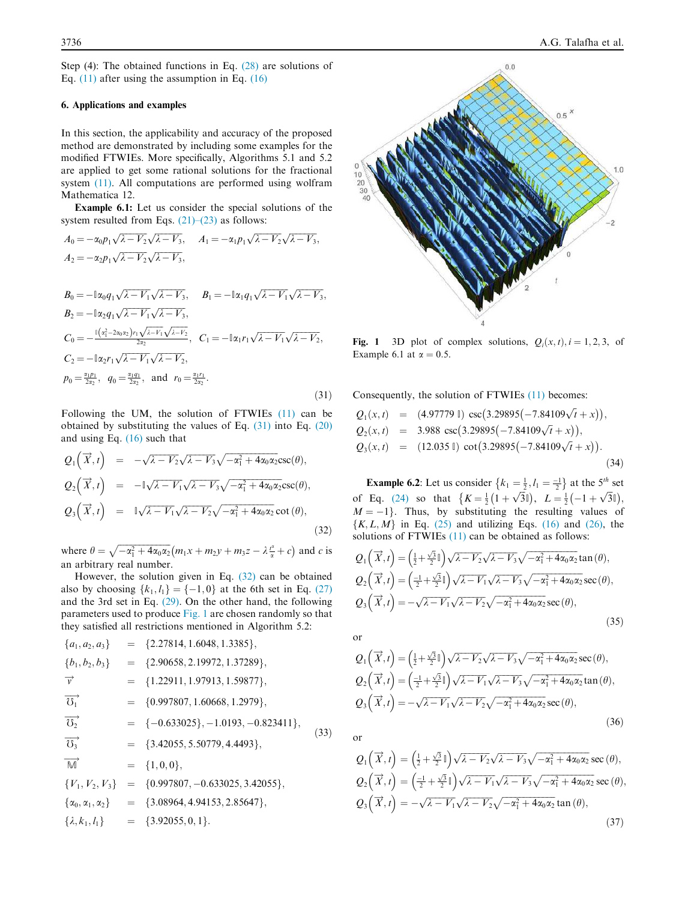Step (4): The obtained functions in Eq. (28) are solutions of Eq. (11) after using the assumption in Eq. (16)

### 6. Applications and examples

In this section, the applicability and accuracy of the proposed method are demonstrated by including some examples for the modified FTWIEs. More specifically, Algorithms 5.1 and 5.2 are applied to get some rational solutions for the fractional system (11). All computations are performed using wolfram Mathematica 12.

**Example 6.1:** Let us consider the special solutions of the system resulted from Eqs. (21)–(23) as follows:

$$A_0 = -\alpha_0 p_1\sqrt{\lambda - V_2}\sqrt{\lambda - V_3},\quad A_1 = -\alpha_1 p_1\sqrt{\lambda - V_2}\sqrt{\lambda - V_3},$$
$$A_2 = -\alpha_2 p_1\sqrt{\lambda - V_2}\sqrt{\lambda - V_3},$$

$$B_0 = -\mathbb{i}\alpha_0 q_1\sqrt{\lambda - V_1}\sqrt{\lambda - V_3},\quad B_1 = -\mathbb{i}\alpha_1 q_1\sqrt{\lambda - V_1}\sqrt{\lambda - V_3},$$
$$B_2 = -\mathbb{i}\alpha_2 q_1\sqrt{\lambda - V_1}\sqrt{\lambda - V_3},$$
$$C_0 = -\frac{\mathbb{i}\left(\alpha_1^2 - 2\alpha_0\alpha_2\right) r_1\sqrt{\lambda - V_1}\sqrt{\lambda - V_2}}{2\alpha_2},\quad C_1 = -\mathbb{i}\alpha_1 r_1\sqrt{\lambda - V_1}\sqrt{\lambda - V_2},$$
$$C_2 = -\mathbb{i}\alpha_2 r_1\sqrt{\lambda - V_1}\sqrt{\lambda - V_2},$$
$$p_0 = \frac{\alpha_1 p_1}{2\alpha_2},\quad q_0 = \frac{\alpha_1 q_1}{2\alpha_2},\quad \text{and}\quad r_0 = \frac{\alpha_1 r_1}{2\alpha_2}. \tag{31}$$

Following the UM, the solution of FTWIEs (11) can be obtained by substituting the values of Eq. (31) into Eq. (20) and using Eq. (16) such that

$$\begin{aligned}
Q_1\left(\vec{X}, t\right) &= -\sqrt{\lambda - V_2}\sqrt{\lambda - V_3}\sqrt{-\alpha_1^2 + 4\alpha_0\alpha_2}\csc(\theta),\\
Q_2\left(\vec{X}, t\right) &= -\mathbb{i}\sqrt{\lambda - V_1}\sqrt{\lambda - V_3}\sqrt{-\alpha_1^2 + 4\alpha_0\alpha_2}\csc(\theta),\\
Q_3\left(\vec{X}, t\right) &= \mathbb{i}\sqrt{\lambda - V_1}\sqrt{\lambda - V_2}\sqrt{-\alpha_1^2 + 4\alpha_0\alpha_2}\cot(\theta),
\end{aligned} \tag{32}$$

where $\theta = \sqrt{-\alpha_1^2 + 4\alpha_0\alpha_2}\left(m_1 x + m_2 y + m_3 z - \lambda\frac{t^\alpha}{\alpha} + c\right)$ and $c$ is an arbitrary real number.

However, the solution given in Eq. (32) can be obtained also by choosing $\{k_1, l_1\} = \{-1, 0\}$ at the 6th set in Eq. (27) and the 3rd set in Eq. (29). On the other hand, the following parameters used to produce Fig. 1 are chosen randomly so that they satisfied all restrictions mentioned in Algorithm 5.2:

$$\begin{aligned}
\{a_1, a_2, a_3\} &= \{2.27814, 1.6048, 1.3385\},\\
\{b_1, b_2, b_3\} &= \{2.90658, 2.19972, 1.37289\},\\
\vec{v} &= \{1.22911, 1.97913, 1.59877\},\\
\vec{\mho_1} &= \{0.997807, 1.60668, 1.2979\},\\
\vec{\mho_2} &= \{-0.633025\}, -1.0193, -0.823411\},\\
\vec{\mho_3} &= \{3.42055, 5.50779, 4.4493\},\\
\vec{\mathbb{M}} &= \{1, 0, 0\},\\
\{V_1, V_2, V_3\} &= \{0.997807, -0.633025, 3.42055\},\\
\{\alpha_0, \alpha_1, \alpha_2\} &= \{3.08964, 4.94153, 2.85647\},\\
\{\lambda, k_1, l_1\} &= \{3.92055, 0, 1\}.
\end{aligned} \tag{33}$$

**Fig. 1** 3D plot of complex solutions, $Q_i(x,t), i = 1,2,3$, of Example 6.1 at $\alpha = 0.5$.

Consequently, the solution of FTWIEs (11) becomes:

$$\begin{aligned}
Q_1(x,t) &= (4.97779\,\mathbb{i})\csc\left(3.29895\left(-7.84109\sqrt{t} + x\right)\right),\\
Q_2(x,t) &= 3.988\csc\left(3.29895\left(-7.84109\sqrt{t} + x\right)\right),\\
Q_3(x,t) &= (12.035\,\mathbb{i})\cot\left(3.29895\left(-7.84109\sqrt{t} + x\right)\right).
\end{aligned} \tag{34}$$

**Example 6.2**: Let us consider $\left\{k_1 = \frac{1}{2}, l_1 = \frac{-1}{2}\right\}$ at the $5^{th}$ set of Eq. (24) so that $\left\{K = \frac{1}{2}\left(1 + \sqrt{3}\mathbb{i}\right),\ L = \frac{1}{2}\left(-1 + \sqrt{3}\mathbb{i}\right),\ M = -1\right\}$. Thus, by substituting the resulting values of $\{K, L, M\}$ in Eq. (25) and utilizing Eqs. (16) and (26), the solutions of FTWIEs (11) can be obtained as follows:

$$\begin{aligned}
Q_1\left(\vec{X}, t\right) &= \left(\tfrac{1}{2} + \tfrac{\sqrt{3}}{2}\mathbb{i}\right)\sqrt{\lambda - V_2}\sqrt{\lambda - V_3}\sqrt{-\alpha_1^2 + 4\alpha_0\alpha_2}\tan(\theta),\\
Q_2\left(\vec{X}, t\right) &= \left(\tfrac{-1}{2} + \tfrac{\sqrt{3}}{2}\mathbb{i}\right)\sqrt{\lambda - V_1}\sqrt{\lambda - V_3}\sqrt{-\alpha_1^2 + 4\alpha_0\alpha_2}\sec(\theta),\\
Q_3\left(\vec{X}, t\right) &= -\sqrt{\lambda - V_1}\sqrt{\lambda - V_2}\sqrt{-\alpha_1^2 + 4\alpha_0\alpha_2}\sec(\theta),
\end{aligned} \tag{35}$$

or

$$\begin{aligned}
Q_1\left(\vec{X}, t\right) &= \left(\tfrac{1}{2} + \tfrac{\sqrt{3}}{2}\mathbb{i}\right)\sqrt{\lambda - V_2}\sqrt{\lambda - V_3}\sqrt{-\alpha_1^2 + 4\alpha_0\alpha_2}\sec(\theta),\\
Q_2\left(\vec{X}, t\right) &= \left(\tfrac{-1}{2} + \tfrac{\sqrt{3}}{2}\mathbb{i}\right)\sqrt{\lambda - V_1}\sqrt{\lambda - V_3}\sqrt{-\alpha_1^2 + 4\alpha_0\alpha_2}\tan(\theta),\\
Q_3\left(\vec{X}, t\right) &= -\sqrt{\lambda - V_1}\sqrt{\lambda - V_2}\sqrt{-\alpha_1^2 + 4\alpha_0\alpha_2}\sec(\theta),
\end{aligned} \tag{36}$$

or

$$\begin{aligned}
Q_1\left(\vec{X}, t\right) &= \left(\tfrac{1}{2} + \tfrac{\sqrt{3}}{2}\mathbb{i}\right)\sqrt{\lambda - V_2}\sqrt{\lambda - V_3}\sqrt{-\alpha_1^2 + 4\alpha_0\alpha_2}\sec(\theta),\\
Q_2\left(\vec{X}, t\right) &= \left(\tfrac{-1}{2} + \tfrac{\sqrt{3}}{2}\mathbb{i}\right)\sqrt{\lambda - V_1}\sqrt{\lambda - V_3}\sqrt{-\alpha_1^2 + 4\alpha_0\alpha_2}\sec(\theta),\\
Q_3\left(\vec{X}, t\right) &= -\sqrt{\lambda - V_1}\sqrt{\lambda - V_2}\sqrt{-\alpha_1^2 + 4\alpha_0\alpha_2}\tan(\theta),
\end{aligned} \tag{37}$$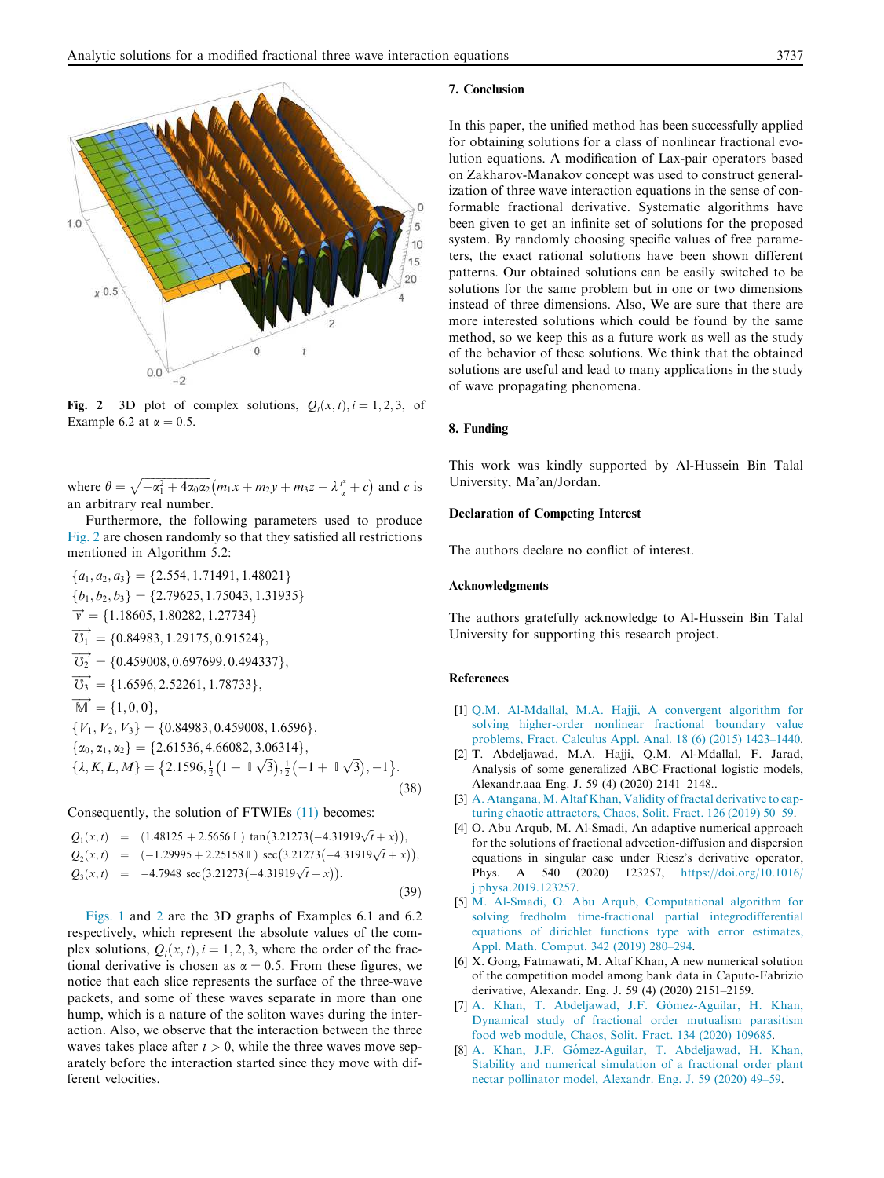**Fig. 2** 3D plot of complex solutions, $Q_i(x,t), i=1,2,3,$ of Example 6.2 at $\alpha = 0.5$.

where $\theta = \sqrt{-\alpha_1^2 + 4\alpha_0\alpha_2}\left(m_1x + m_2y + m_3z - \lambda\frac{t^\alpha}{\alpha} + c\right)$ and $c$ is an arbitrary real number.

Furthermore, the following parameters used to produce Fig. 2 are chosen randomly so that they satisfied all restrictions mentioned in Algorithm 5.2:

$$
\begin{aligned}
&\{a_1, a_2, a_3\} = \{2.554, 1.71491, 1.48021\}\\
&\{b_1, b_2, b_3\} = \{2.79625, 1.75043, 1.31935\}\\
&\vec{v} = \{1.18605, 1.80282, 1.27734\}\\
&\vec{\mho_1} = \{0.84983, 1.29175, 0.91524\},\\
&\vec{\mho_2} = \{0.459008, 0.697699, 0.494337\},\\
&\vec{\mho_3} = \{1.6596, 2.52261, 1.78733\},\\
&\vec{\mathbb{M}} = \{1, 0, 0\},\\
&\{V_1, V_2, V_3\} = \{0.84983, 0.459008, 1.6596\},\\
&\{\alpha_0, \alpha_1, \alpha_2\} = \{2.61536, 4.66082, 3.06314\},\\
&\{\lambda, K, L, M\} = \left\{2.1596, \tfrac{1}{2}\left(1 + \mathbb{i}\sqrt{3}\right), \tfrac{1}{2}\left(-1 + \mathbb{i}\sqrt{3}\right), -1\right\}.
\end{aligned}
\tag{38}
$$

Consequently, the solution of FTWIEs (11) becomes:

$$
\begin{aligned}
Q_1(x,t) &= (1.48125 + 2.5656\,\mathbb{i})\,\tan\left(3.21273\left(-4.31919\sqrt{t} + x\right)\right),\\
Q_2(x,t) &= (-1.29995 + 2.25158\,\mathbb{i})\,\sec\left(3.21273\left(-4.31919\sqrt{t} + x\right)\right),\\
Q_3(x,t) &= -4.7948\,\sec\left(3.21273\left(-4.31919\sqrt{t} + x\right)\right).
\end{aligned}
\tag{39}
$$

Figs. 1 and 2 are the 3D graphs of Examples 6.1 and 6.2 respectively, which represent the absolute values of the complex solutions, $Q_i(x,t), i = 1,2,3$, where the order of the fractional derivative is chosen as $\alpha = 0.5$. From these figures, we notice that each slice represents the surface of the three-wave packets, and some of these waves separate in more than one hump, which is a nature of the soliton waves during the interaction. Also, we observe that the interaction between the three waves takes place after $t > 0$, while the three waves move separately before the interaction started since they move with different velocities.

## 7. Conclusion

In this paper, the unified method has been successfully applied for obtaining solutions for a class of nonlinear fractional evolution equations. A modification of Lax-pair operators based on Zakharov-Manakov concept was used to construct generalization of three wave interaction equations in the sense of conformable fractional derivative. Systematic algorithms have been given to get an infinite set of solutions for the proposed system. By randomly choosing specific values of free parameters, the exact rational solutions have shown different patterns. Our obtained solutions can be easily switched to be solutions for the same problem but in one or two dimensions instead of three dimensions. Also, We are sure that there are more interested solutions which could be found by the same method, so we keep this as a future work as well as the study of the behavior of these solutions. We think that the obtained solutions are useful and lead to many applications in the study of wave propagating phenomena.

## 8. Funding

This work was kindly supported by Al-Hussein Bin Talal University, Ma'an/Jordan.

### Declaration of Competing Interest

The authors declare no conflict of interest.

### Acknowledgments

The authors gratefully acknowledge to Al-Hussein Bin Talal University for supporting this research project.

### References

[1] Q.M. Al-Mdallal, M.A. Hajji, A convergent algorithm for solving higher-order nonlinear fractional boundary value problems, Fract. Calculus Appl. Anal. 18 (6) (2015) 1423–1440.

[2] T. Abdeljawad, M.A. Hajji, Q.M. Al-Mdallal, F. Jarad, Analysis of some generalized ABC-Fractional logistic models, Alexandr.aaa Eng. J. 59 (4) (2020) 2141–2148..

[3] A. Atangana, M. Altaf Khan, Validity of fractal derivative to capturing chaotic attractors, Chaos, Solit. Fract. 126 (2019) 50–59.

[4] O. Abu Arqub, M. Al-Smadi, An adaptive numerical approach for the solutions of fractional advection-diffusion and dispersion equations in singular case under Riesz's derivative operator, Phys. A 540 (2020) 123257, https://doi.org/10.1016/j.physa.2019.123257.

[5] M. Al-Smadi, O. Abu Arqub, Computational algorithm for solving fredholm time-fractional partial integrodifferential equations of dirichlet functions type with error estimates, Appl. Math. Comput. 342 (2019) 280–294.

[6] X. Gong, Fatmawati, M. Altaf Khan, A new numerical solution of the competition model among bank data in Caputo-Fabrizio derivative, Alexandr. Eng. J. 59 (4) (2020) 2151–2159.

[7] A. Khan, T. Abdeljawad, J.F. Gómez-Aguilar, H. Khan, Dynamical study of fractional order mutualism parasitism food web module, Chaos, Solit. Fract. 134 (2020) 109685.

[8] A. Khan, J.F. Gómez-Aguilar, T. Abdeljawad, H. Khan, Stability and numerical simulation of a fractional order plant nectar pollinator model, Alexandr. Eng. J. 59 (2020) 49–59.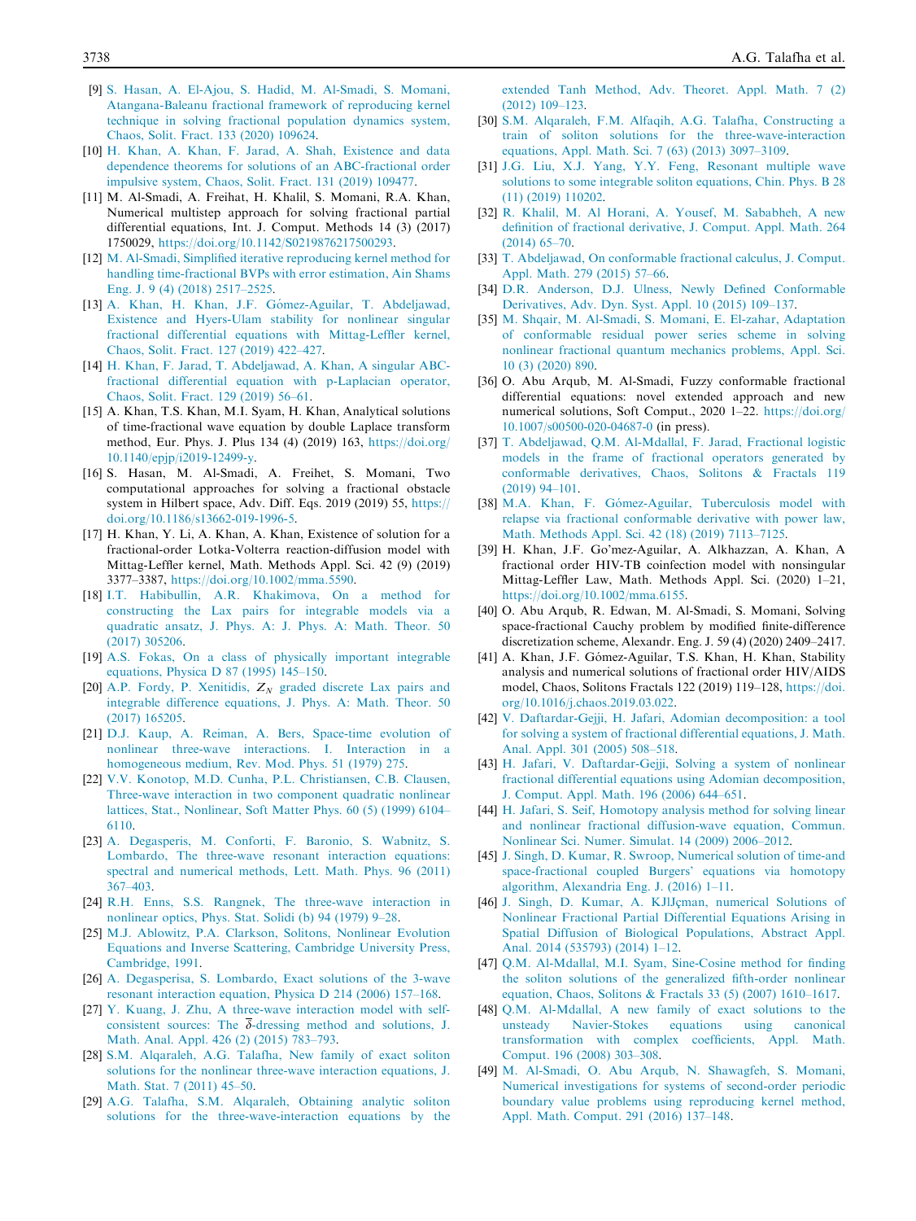[9] S. Hasan, A. El-Ajou, S. Hadid, M. Al-Smadi, S. Momani, Atangana-Baleanu fractional framework of reproducing kernel technique in solving fractional population dynamics system, Chaos, Solit. Fract. 133 (2020) 109624.

[10] H. Khan, A. Khan, F. Jarad, A. Shah, Existence and data dependence theorems for solutions of an ABC-fractional order impulsive system, Chaos, Solit. Fract. 131 (2019) 109477.

[11] M. Al-Smadi, A. Freihat, H. Khalil, S. Momani, R.A. Khan, Numerical multistep approach for solving fractional partial differential equations, Int. J. Comput. Methods 14 (3) (2017) 1750029, https://doi.org/10.1142/S0219876217500293.

[12] M. Al-Smadi, Simplified iterative reproducing kernel method for handling time-fractional BVPs with error estimation, Ain Shams Eng. J. 9 (4) (2018) 2517–2525.

[13] A. Khan, H. Khan, J.F. Gómez-Aguilar, T. Abdeljawad, Existence and Hyers-Ulam stability for nonlinear singular fractional differential equations with Mittag-Leffler kernel, Chaos, Solit. Fract. 127 (2019) 422–427.

[14] H. Khan, F. Jarad, T. Abdeljawad, A. Khan, A singular ABC-fractional differential equation with p-Laplacian operator, Chaos, Solit. Fract. 129 (2019) 56–61.

[15] A. Khan, T.S. Khan, M.I. Syam, H. Khan, Analytical solutions of time-fractional wave equation by double Laplace transform method, Eur. Phys. J. Plus 134 (4) (2019) 163, https://doi.org/10.1140/epjp/i2019-12499-y.

[16] S. Hasan, M. Al-Smadi, A. Freihet, S. Momani, Two computational approaches for solving a fractional obstacle system in Hilbert space, Adv. Diff. Eqs. 2019 (2019) 55, https://doi.org/10.1186/s13662-019-1996-5.

[17] H. Khan, Y. Li, A. Khan, A. Khan, Existence of solution for a fractional-order Lotka-Volterra reaction-diffusion model with Mittag-Leffler kernel, Math. Methods Appl. Sci. 42 (9) (2019) 3377–3387, https://doi.org/10.1002/mma.5590.

[18] I.T. Habibullin, A.R. Khakimova, On a method for constructing the Lax pairs for integrable models via a quadratic ansatz, J. Phys. A: J. Phys. A: Math. Theor. 50 (2017) 305206.

[19] A.S. Fokas, On a class of physically important integrable equations, Physica D 87 (1995) 145–150.

[20] A.P. Fordy, P. Xenitidis, $Z_N$ graded discrete Lax pairs and integrable difference equations, J. Phys. A: Math. Theor. 50 (2017) 165205.

[21] D.J. Kaup, A. Reiman, A. Bers, Space-time evolution of nonlinear three-wave interactions. I. Interaction in a homogeneous medium, Rev. Mod. Phys. 51 (1979) 275.

[22] V.V. Konotop, M.D. Cunha, P.L. Christiansen, C.B. Clausen, Three-wave interaction in two component quadratic nonlinear lattices, Stat., Nonlinear, Soft Matter Phys. 60 (5) (1999) 6104–6110.

[23] A. Degasperis, M. Conforti, F. Baronio, S. Wabnitz, S. Lombardo, The three-wave resonant interaction equations: spectral and numerical methods, Lett. Math. Phys. 96 (2011) 367–403.

[24] R.H. Enns, S.S. Rangnek, The three-wave interaction in nonlinear optics, Phys. Stat. Solidi (b) 94 (1979) 9–28.

[25] M.J. Ablowitz, P.A. Clarkson, Solitons, Nonlinear Evolution Equations and Inverse Scattering, Cambridge University Press, Cambridge, 1991.

[26] A. Degasperisa, S. Lombardo, Exact solutions of the 3-wave resonant interaction equation, Physica D 214 (2006) 157–168.

[27] Y. Kuang, J. Zhu, A three-wave interaction model with self-consistent sources: The $\bar{\delta}$-dressing method and solutions, J. Math. Anal. Appl. 426 (2) (2015) 783–793.

[28] S.M. Alqaraleh, A.G. Talafha, New family of exact soliton solutions for the nonlinear three-wave interaction equations, J. Math. Stat. 7 (2011) 45–50.

[29] A.G. Talafha, S.M. Alqaraleh, Obtaining analytic soliton solutions for the three-wave-interaction equations by the extended Tanh Method, Adv. Theoret. Appl. Math. 7 (2) (2012) 109–123.

[30] S.M. Alqaraleh, F.M. Alfaqih, A.G. Talafha, Constructing a train of soliton solutions for the three-wave-interaction equations, Appl. Math. Sci. 7 (63) (2013) 3097–3109.

[31] J.G. Liu, X.J. Yang, Y.Y. Feng, Resonant multiple wave solutions to some integrable soliton equations, Chin. Phys. B 28 (11) (2019) 110202.

[32] R. Khalil, M. Al Horani, A. Yousef, M. Sababheh, A new definition of fractional derivative, J. Comput. Appl. Math. 264 (2014) 65–70.

[33] T. Abdeljawad, On conformable fractional calculus, J. Comput. Appl. Math. 279 (2015) 57–66.

[34] D.R. Anderson, D.J. Ulness, Newly Defined Conformable Derivatives, Adv. Dyn. Syst. Appl. 10 (2015) 109–137.

[35] M. Shqair, M. Al-Smadi, S. Momani, E. El-zahar, Adaptation of conformable residual power series scheme in solving nonlinear fractional quantum mechanics problems, Appl. Sci. 10 (3) (2020) 890.

[36] O. Abu Arqub, M. Al-Smadi, Fuzzy conformable fractional differential equations: novel extended approach and new numerical solutions, Soft Comput., 2020 1–22. https://doi.org/10.1007/s00500-020-04687-0 (in press).

[37] T. Abdeljawad, Q.M. Al-Mdallal, F. Jarad, Fractional logistic models in the frame of fractional operators generated by conformable derivatives, Chaos, Solitons & Fractals 119 (2019) 94–101.

[38] M.A. Khan, F. Gómez-Aguilar, Tuberculosis model with relapse via fractional conformable derivative with power law, Math. Methods Appl. Sci. 42 (18) (2019) 7113–7125.

[39] H. Khan, J.F. Go'mez-Aguilar, A. Alkhazzan, A. Khan, A fractional order HIV-TB coinfection model with nonsingular Mittag-Leffler Law, Math. Methods Appl. Sci. (2020) 1–21, https://doi.org/10.1002/mma.6155.

[40] O. Abu Arqub, R. Edwan, M. Al-Smadi, S. Momani, Solving space-fractional Cauchy problem by modified finite-difference discretization scheme, Alexandr. Eng. J. 59 (4) (2020) 2409–2417.

[41] A. Khan, J.F. Gómez-Aguilar, T.S. Khan, H. Khan, Stability analysis and numerical solutions of fractional order HIV/AIDS model, Chaos, Solitons Fractals 122 (2019) 119–128, https://doi.org/10.1016/j.chaos.2019.03.022.

[42] V. Daftardar-Gejji, H. Jafari, Adomian decomposition: a tool for solving a system of fractional differential equations, J. Math. Anal. Appl. 301 (2005) 508–518.

[43] H. Jafari, V. Daftardar-Gejji, Solving a system of nonlinear fractional differential equations using Adomian decomposition, J. Comput. Appl. Math. 196 (2006) 644–651.

[44] H. Jafari, S. Seif, Homotopy analysis method for solving linear and nonlinear fractional diffusion-wave equation, Commun. Nonlinear Sci. Numer. Simulat. 14 (2009) 2006–2012.

[45] J. Singh, D. Kumar, R. Swroop, Numerical solution of time-and space-fractional coupled Burgers' equations via homotopy algorithm, Alexandria Eng. J. (2016) 1–11.

[46] J. Singh, D. Kumar, A. KJlJçman, numerical Solutions of Nonlinear Fractional Partial Differential Equations Arising in Spatial Diffusion of Biological Populations, Abstract Appl. Anal. 2014 (535793) (2014) 1–12.

[47] Q.M. Al-Mdallal, M.I. Syam, Sine-Cosine method for finding the soliton solutions of the generalized fifth-order nonlinear equation, Chaos, Solitons & Fractals 33 (5) (2007) 1610–1617.

[48] Q.M. Al-Mdallal, A new family of exact solutions to the unsteady Navier-Stokes equations using canonical transformation with complex coefficients, Appl. Math. Comput. 196 (2008) 303–308.

[49] M. Al-Smadi, O. Abu Arqub, N. Shawagfeh, S. Momani, Numerical investigations for systems of second-order periodic boundary value problems using reproducing kernel method, Appl. Math. Comput. 291 (2016) 137–148.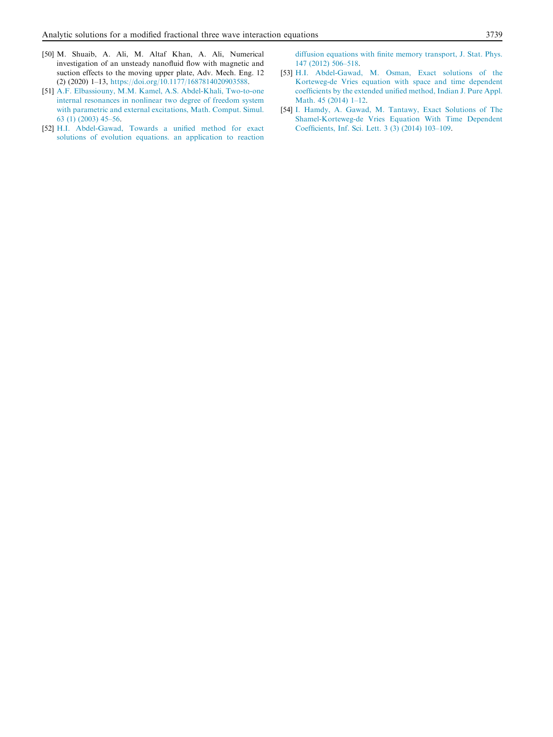[50] M. Shuaib, A. Ali, M. Altaf Khan, A. Ali, Numerical investigation of an unsteady nanofluid flow with magnetic and suction effects to the moving upper plate, Adv. Mech. Eng. 12 (2) (2020) 1–13, https://doi.org/10.1177/1687814020903588.

[51] A.F. Elbassiouny, M.M. Kamel, A.S. Abdel-Khali, Two-to-one internal resonances in nonlinear two degree of freedom system with parametric and external excitations, Math. Comput. Simul. 63 (1) (2003) 45–56.

[52] H.I. Abdel-Gawad, Towards a unified method for exact solutions of evolution equations. an application to reaction diffusion equations with finite memory transport, J. Stat. Phys. 147 (2012) 506–518.

[53] H.I. Abdel-Gawad, M. Osman, Exact solutions of the Korteweg-de Vries equation with space and time dependent coefficients by the extended unified method, Indian J. Pure Appl. Math. 45 (2014) 1–12.

[54] I. Hamdy, A. Gawad, M. Tantawy, Exact Solutions of The Shamel-Korteweg-de Vries Equation With Time Dependent Coefficients, Inf. Sci. Lett. 3 (3) (2014) 103–109.